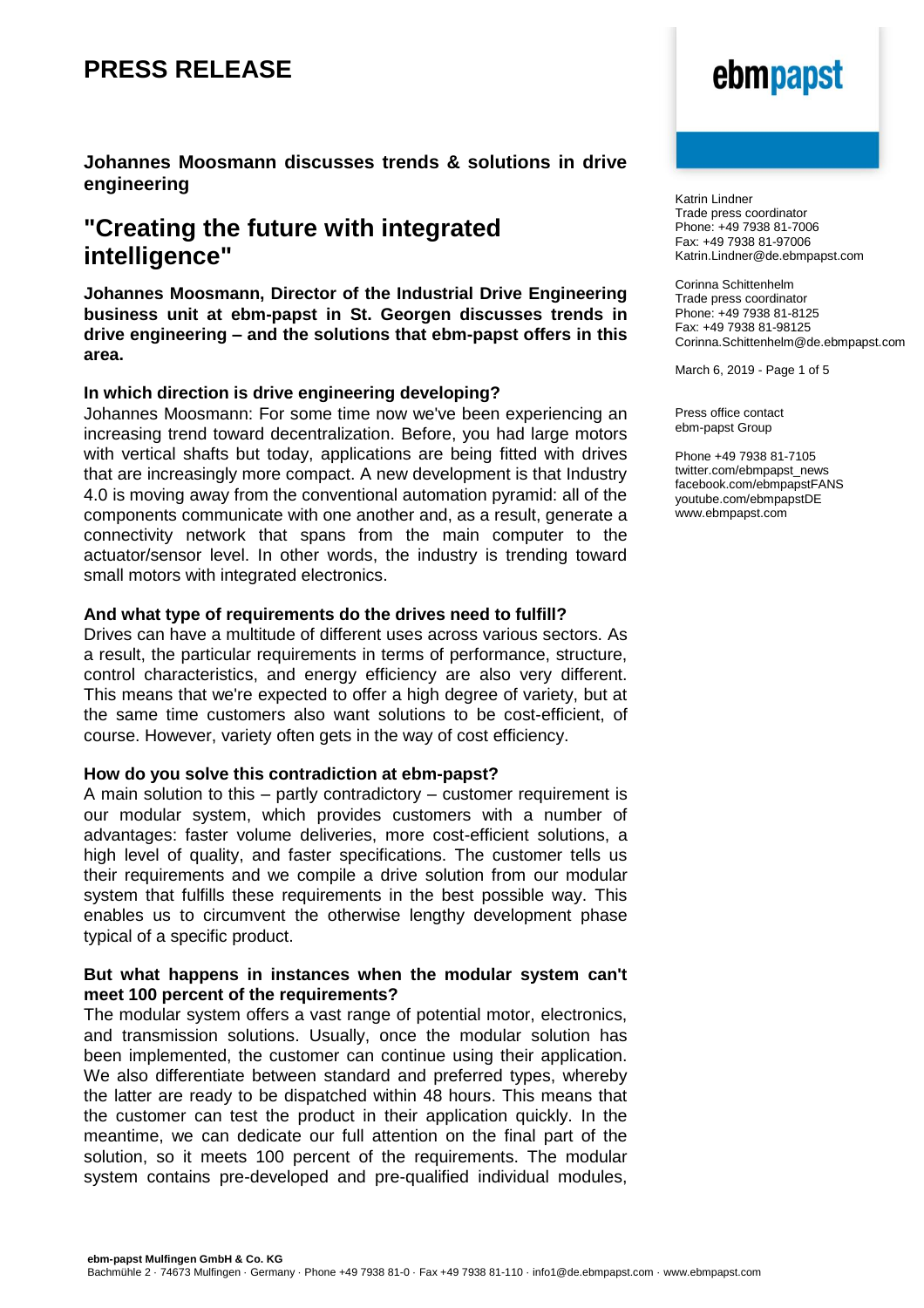# PRESS RELEASE

Katrin Lindner
Trade press coordinator
Phone: +49 7938 81-7006
Fax: +49 7938 81-97006
Katrin.Lindner@de.ebmpapst.com

Corinna Schittenhelm
Trade press coordinator
Phone: +49 7938 81-8125
Fax: +49 7938 81-98125
Corinna.Schittenhelm@de.ebmpapst.com

March 6, 2019

Press office contact
ebm-papst Group

Phone +49 7938 81-7105
twitter.com/ebmpapst_news
facebook.com/ebmpapstFANS
youtube.com/ebmpapstDE
www.ebmpapst.com

**Johannes Moosmann discusses trends & solutions in drive engineering**

## "Creating the future with integrated intelligence"

**Johannes Moosmann, Director of the Industrial Drive Engineering business unit at ebm-papst in St. Georgen discusses trends in drive engineering – and the solutions that ebm-papst offers in this area.**

**In which direction is drive engineering developing?**

Johannes Moosmann: For some time now we've been experiencing an increasing trend toward decentralization. Before, you had large motors with vertical shafts but today, applications are being fitted with drives that are increasingly more compact. A new development is that Industry 4.0 is moving away from the conventional automation pyramid: all of the components communicate with one another and, as a result, generate a connectivity network that spans from the main computer to the actuator/sensor level. In other words, the industry is trending toward small motors with integrated electronics.

**And what type of requirements do the drives need to fulfill?**

Drives can have a multitude of different uses across various sectors. As a result, the particular requirements in terms of performance, structure, control characteristics, and energy efficiency are also very different. This means that we're expected to offer a high degree of variety, but at the same time customers also want solutions to be cost-efficient, of course. However, variety often gets in the way of cost efficiency.

**How do you solve this contradiction at ebm-papst?**

A main solution to this – partly contradictory – customer requirement is our modular system, which provides customers with a number of advantages: faster volume deliveries, more cost-efficient solutions, a high level of quality, and faster specifications. The customer tells us their requirements and we compile a drive solution from our modular system that fulfills these requirements in the best possible way. This enables us to circumvent the otherwise lengthy development phase typical of a specific product.

**But what happens in instances when the modular system can't meet 100 percent of the requirements?**

The modular system offers a vast range of potential motor, electronics, and transmission solutions. Usually, once the modular solution has been implemented, the customer can continue using their application. We also differentiate between standard and preferred types, whereby the latter are ready to be dispatched within 48 hours. This means that the customer can test the product in their application quickly. In the meantime, we can dedicate our full attention on the final part of the solution, so it meets 100 percent of the requirements. The modular system contains pre-developed and pre-qualified individual modules,

**ebm-papst Mulfingen GmbH & Co. KG**
Bachmühle 2 · 74673 Mulfingen · Germany · Phone +49 7938 81-0 · Fax +49 7938 81-110 · info1@de.ebmpapst.com · www.ebmpapst.com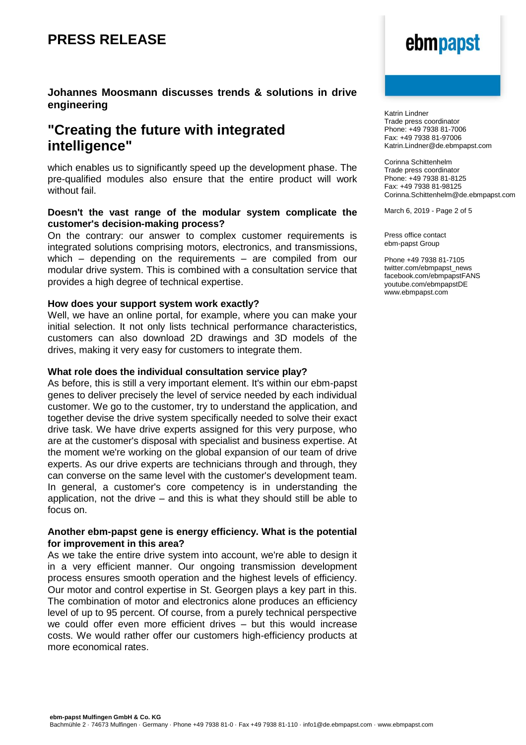# PRESS RELEASE

**Johannes Moosmann discusses trends & solutions in drive engineering**

## "Creating the future with integrated intelligence"

which enables us to significantly speed up the development phase. The pre-qualified modules also ensure that the entire product will work without fail.

**Doesn't the vast range of the modular system complicate the customer's decision-making process?**

On the contrary: our answer to complex customer requirements is integrated solutions comprising motors, electronics, and transmissions, which – depending on the requirements – are compiled from our modular drive system. This is combined with a consultation service that provides a high degree of technical expertise.

**How does your support system work exactly?**

Well, we have an online portal, for example, where you can make your initial selection. It not only lists technical performance characteristics, customers can also download 2D drawings and 3D models of the drives, making it very easy for customers to integrate them.

**What role does the individual consultation service play?**

As before, this is still a very important element. It's within our ebm-papst genes to deliver precisely the level of service needed by each individual customer. We go to the customer, try to understand the application, and together devise the drive system specifically needed to solve their exact drive task. We have drive experts assigned for this very purpose, who are at the customer's disposal with specialist and business expertise. At the moment we're working on the global expansion of our team of drive experts. As our drive experts are technicians through and through, they can converse on the same level with the customer's development team. In general, a customer's core competency is in understanding the application, not the drive – and this is what they should still be able to focus on.

**Another ebm-papst gene is energy efficiency. What is the potential for improvement in this area?**

As we take the entire drive system into account, we're able to design it in a very efficient manner. Our ongoing transmission development process ensures smooth operation and the highest levels of efficiency. Our motor and control expertise in St. Georgen plays a key part in this. The combination of motor and electronics alone produces an efficiency level of up to 95 percent. Of course, from a purely technical perspective we could offer even more efficient drives – but this would increase costs. We would rather offer our customers high-efficiency products at more economical rates.

Katrin Lindner
Trade press coordinator
Phone: +49 7938 81-7006
Fax: +49 7938 81-97006
Katrin.Lindner@de.ebmpapst.com

Corinna Schittenhelm
Trade press coordinator
Phone: +49 7938 81-8125
Fax: +49 7938 81-98125
Corinna.Schittenhelm@de.ebmpapst.com

March 6, 2019

Press office contact
ebm-papst Group

Phone +49 7938 81-7105
twitter.com/ebmpapst_news
facebook.com/ebmpapstFANS
youtube.com/ebmpapstDE
www.ebmpapst.com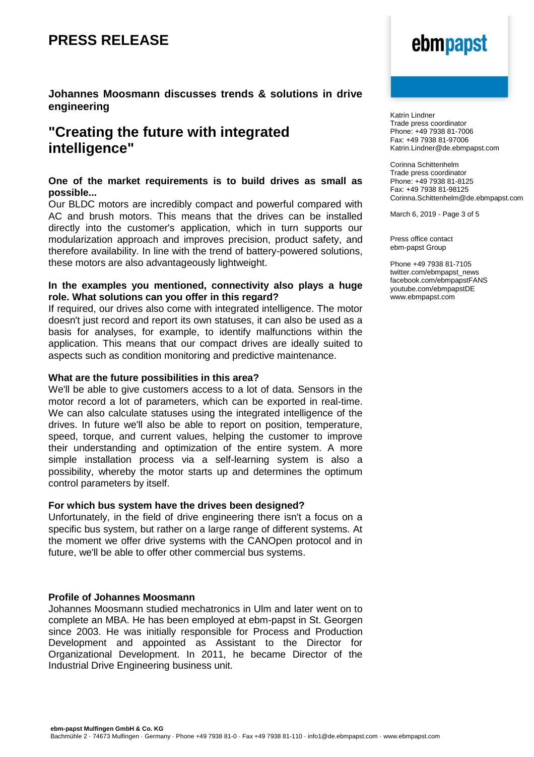# PRESS RELEASE

**Johannes Moosmann discusses trends & solutions in drive engineering**

## "Creating the future with integrated intelligence"

**One of the market requirements is to build drives as small as possible...**
Our BLDC motors are incredibly compact and powerful compared with AC and brush motors. This means that the drives can be installed directly into the customer's application, which in turn supports our modularization approach and improves precision, product safety, and therefore availability. In line with the trend of battery-powered solutions, these motors are also advantageously lightweight.

**In the examples you mentioned, connectivity also plays a huge role. What solutions can you offer in this regard?**
If required, our drives also come with integrated intelligence. The motor doesn't just record and report its own statuses, it can also be used as a basis for analyses, for example, to identify malfunctions within the application. This means that our compact drives are ideally suited to aspects such as condition monitoring and predictive maintenance.

**What are the future possibilities in this area?**
We'll be able to give customers access to a lot of data. Sensors in the motor record a lot of parameters, which can be exported in real-time. We can also calculate statuses using the integrated intelligence of the drives. In future we'll also be able to report on position, temperature, speed, torque, and current values, helping the customer to improve their understanding and optimization of the entire system. A more simple installation process via a self-learning system is also a possibility, whereby the motor starts up and determines the optimum control parameters by itself.

**For which bus system have the drives been designed?**
Unfortunately, in the field of drive engineering there isn't a focus on a specific bus system, but rather on a large range of different systems. At the moment we offer drive systems with the CANOpen protocol and in future, we'll be able to offer other commercial bus systems.

**Profile of Johannes Moosmann**
Johannes Moosmann studied mechatronics in Ulm and later went on to complete an MBA. He has been employed at ebm-papst in St. Georgen since 2003. He was initially responsible for Process and Production Development and appointed as Assistant to the Director for Organizational Development. In 2011, he became Director of the Industrial Drive Engineering business unit.

ebmpapst

Katrin Lindner
Trade press coordinator
Phone: +49 7938 81-7006
Fax: +49 7938 81-97006
Katrin.Lindner@de.ebmpapst.com

Corinna Schittenhelm
Trade press coordinator
Phone: +49 7938 81-8125
Fax: +49 7938 81-98125
Corinna.Schittenhelm@de.ebmpapst.com

March 6, 2019

Press office contact
ebm-papst Group

Phone +49 7938 81-7105
twitter.com/ebmpapst_news
facebook.com/ebmpapstFANS
youtube.com/ebmpapstDE
www.ebmpapst.com

**ebm-papst Mulfingen GmbH & Co. KG**
Bachmühle 2 · 74673 Mulfingen · Germany · Phone +49 7938 81-0 · Fax +49 7938 81-110 · info1@de.ebmpapst.com · www.ebmpapst.com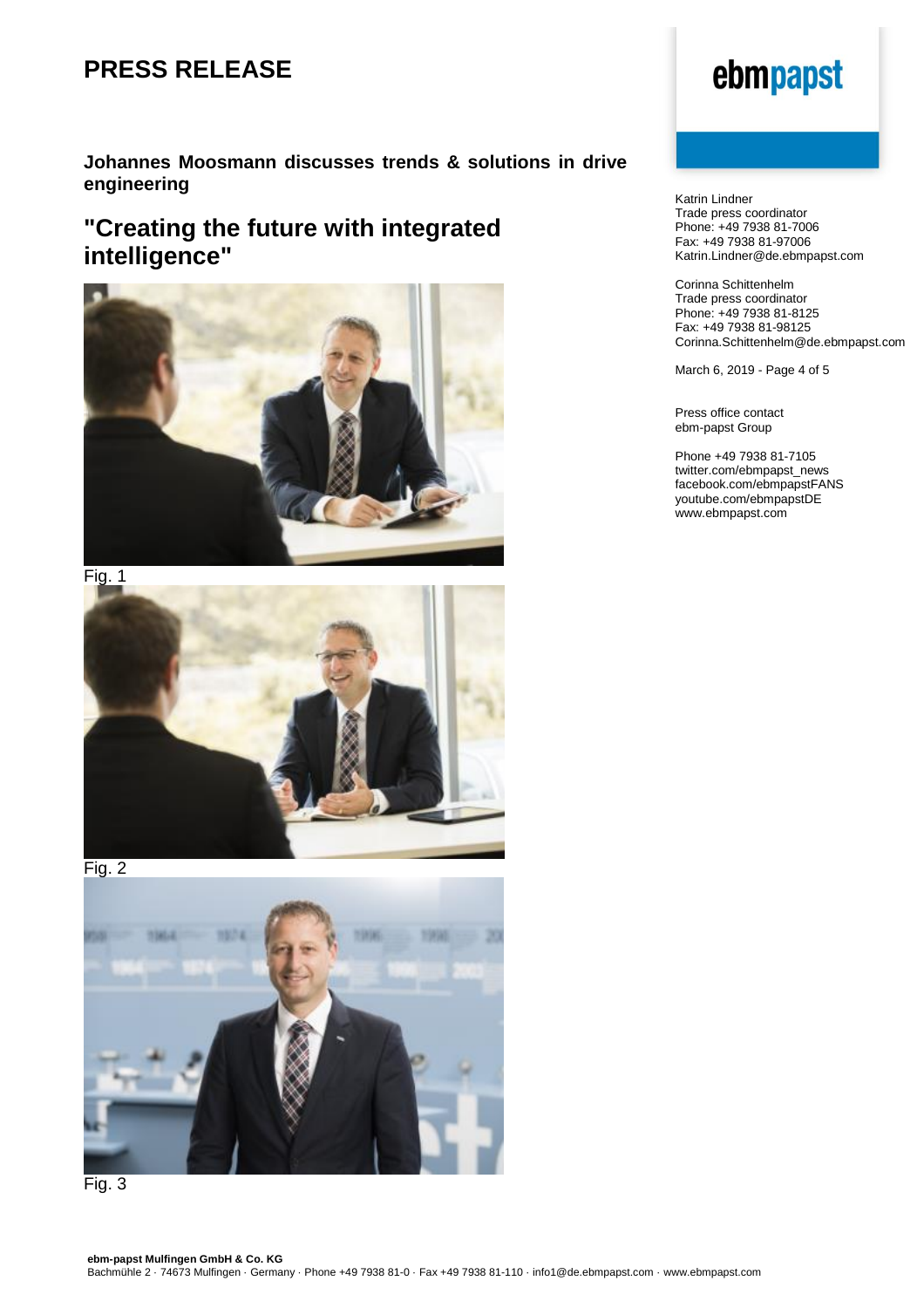# PRESS RELEASE

**Johannes Moosmann discusses trends & solutions in drive engineering**

## "Creating the future with integrated intelligence"

Fig. 1

Fig. 2

Fig. 3

Katrin Lindner
Trade press coordinator
Phone: +49 7938 81-7006
Fax: +49 7938 81-97006
Katrin.Lindner@de.ebmpapst.com

Corinna Schittenhelm
Trade press coordinator
Phone: +49 7938 81-8125
Fax: +49 7938 81-98125
Corinna.Schittenhelm@de.ebmpapst.com

March 6, 2019

Press office contact
ebm-papst Group

Phone +49 7938 81-7105
twitter.com/ebmpapst_news
facebook.com/ebmpapstFANS
youtube.com/ebmpapstDE
www.ebmpapst.com

**ebm-papst Mulfingen GmbH & Co. KG**
Bachmühle 2 · 74673 Mulfingen · Germany · Phone +49 7938 81-0 · Fax +49 7938 81-110 · info1@de.ebmpapst.com · www.ebmpapst.com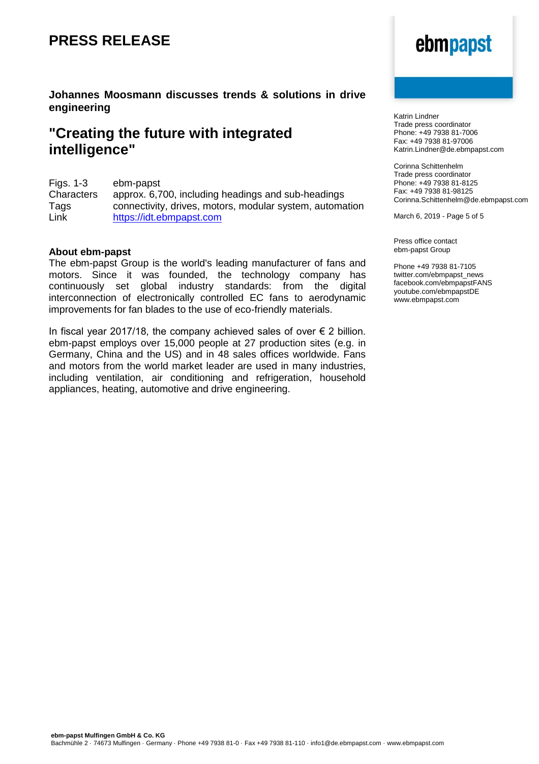# PRESS RELEASE

**Johannes Moosmann discusses trends & solutions in drive engineering**

## "Creating the future with integrated intelligence"

| | |
|---|---|
| Figs. 1-3 | ebm-papst |
| Characters | approx. 6,700, including headings and sub-headings |
| Tags | connectivity, drives, motors, modular system, automation |
| Link | https://idt.ebmpapst.com |

**About ebm-papst**

The ebm-papst Group is the world's leading manufacturer of fans and motors. Since it was founded, the technology company has continuously set global industry standards: from the digital interconnection of electronically controlled EC fans to aerodynamic improvements for fan blades to the use of eco-friendly materials.

In fiscal year 2017/18, the company achieved sales of over € 2 billion. ebm-papst employs over 15,000 people at 27 production sites (e.g. in Germany, China and the US) and in 48 sales offices worldwide. Fans and motors from the world market leader are used in many industries, including ventilation, air conditioning and refrigeration, household appliances, heating, automotive and drive engineering.

ebmpapst

Katrin Lindner
Trade press coordinator
Phone: +49 7938 81-7006
Fax: +49 7938 81-97006
Katrin.Lindner@de.ebmpapst.com

Corinna Schittenhelm
Trade press coordinator
Phone: +49 7938 81-8125
Fax: +49 7938 81-98125
Corinna.Schittenhelm@de.ebmpapst.com

March 6, 2019

Press office contact
ebm-papst Group

Phone +49 7938 81-7105
twitter.com/ebmpapst_news
facebook.com/ebmpapstFANS
youtube.com/ebmpapstDE
www.ebmpapst.com

**ebm-papst Mulfingen GmbH & Co. KG**
Bachmühle 2 · 74673 Mulfingen · Germany · Phone +49 7938 81-0 · Fax +49 7938 81-110 · info1@de.ebmpapst.com · www.ebmpapst.com